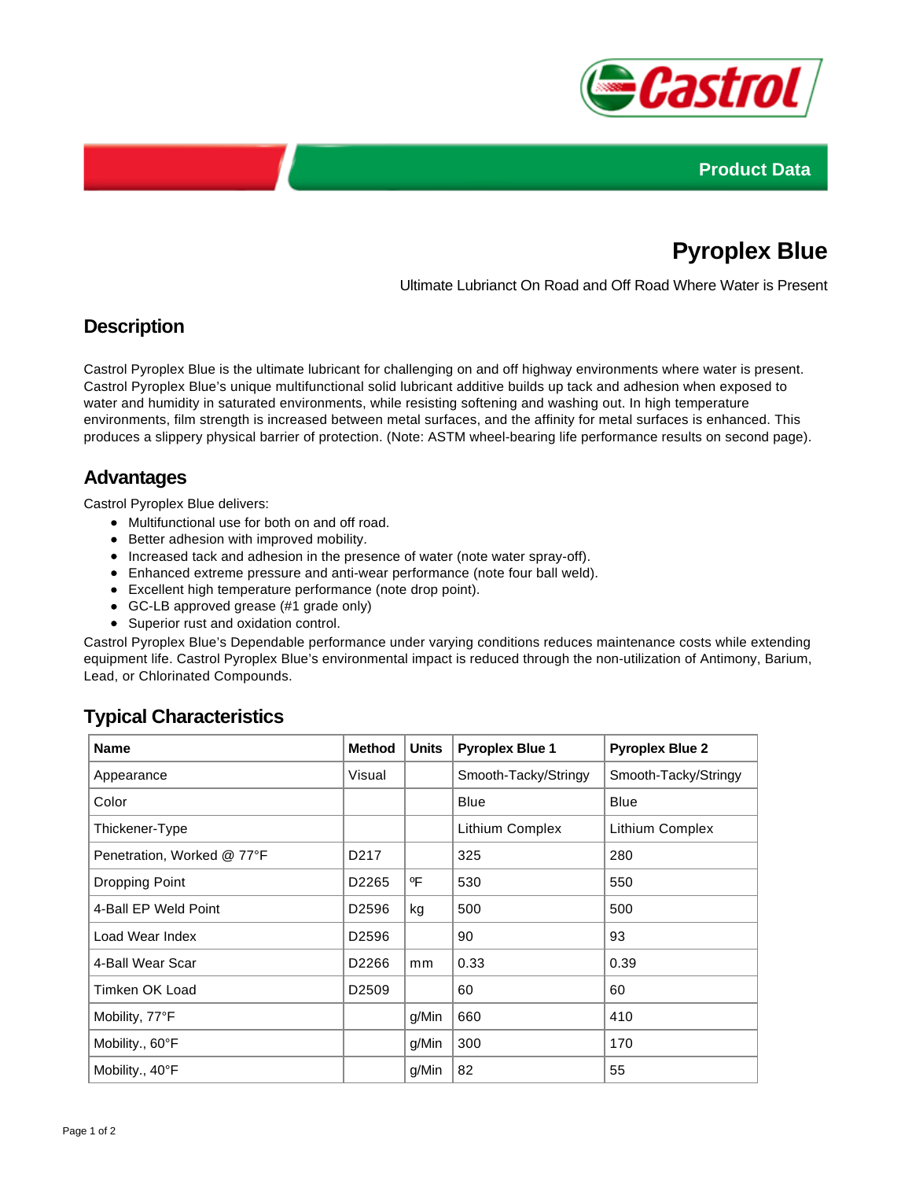Castrol

Product Data

# Pyroplex Blue

Ultimate Lubriant On Road and Off Road Where Water is Present

## Description

Castrol Pyroplex Blue is the ultimate lubricant for challenging on and off highway environments where water is present. Castrol Pyroplex Blue's unique multifunctional solid lubricant additive builds up tack and adhesion when exposed to water and humidity in saturated environments, while resisting softening and washing out. In high temperature environments, film strength is increased between metal surfaces, and the affinity for metal surfaces is enhanced. This produces a slippery physical barrier of protection. (Note: ASTM wheel-bearing life performance results on second page).

## Advantages

Castrol Pyroplex Blue delivers:

- Multifunctional use for both on and off road.
- Better adhesion with improved mobility.
- Increased tack and adhesion in the presence of water (note water spray-off).
- Enhanced extreme pressure and anti-wear performance (note four ball weld).
- Excellent high temperature performance (note drop point).
- GC-LB approved grease (#1 grade only)
- Superior rust and oxidation control.

Castrol Pyroplex Blue's Dependable performance under varying conditions reduces maintenance costs while extending equipment life. Castrol Pyroplex Blue's environmental impact is reduced through the non-utilization of Antimony, Barium, Lead, or Chlorinated Compounds.

## Typical Characteristics

| Name | Method | Units | Pyroplex Blue 1 | Pyroplex Blue 2 |
|---|---|---|---|---|
| Appearance | Visual | | Smooth-Tacky/Stringy | Smooth-Tacky/Stringy |
| Color | | | Blue | Blue |
| Thickener-Type | | | Lithium Complex | Lithium Complex |
| Penetration, Worked @ 77°F | D217 | | 325 | 280 |
| Dropping Point | D2265 | ºF | 530 | 550 |
| 4-Ball EP Weld Point | D2596 | kg | 500 | 500 |
| Load Wear Index | D2596 | | 90 | 93 |
| 4-Ball Wear Scar | D2266 | mm | 0.33 | 0.39 |
| Timken OK Load | D2509 | | 60 | 60 |
| Mobility, 77°F | | g/Min | 660 | 410 |
| Mobility., 60°F | | g/Min | 300 | 170 |
| Mobility., 40°F | | g/Min | 82 | 55 |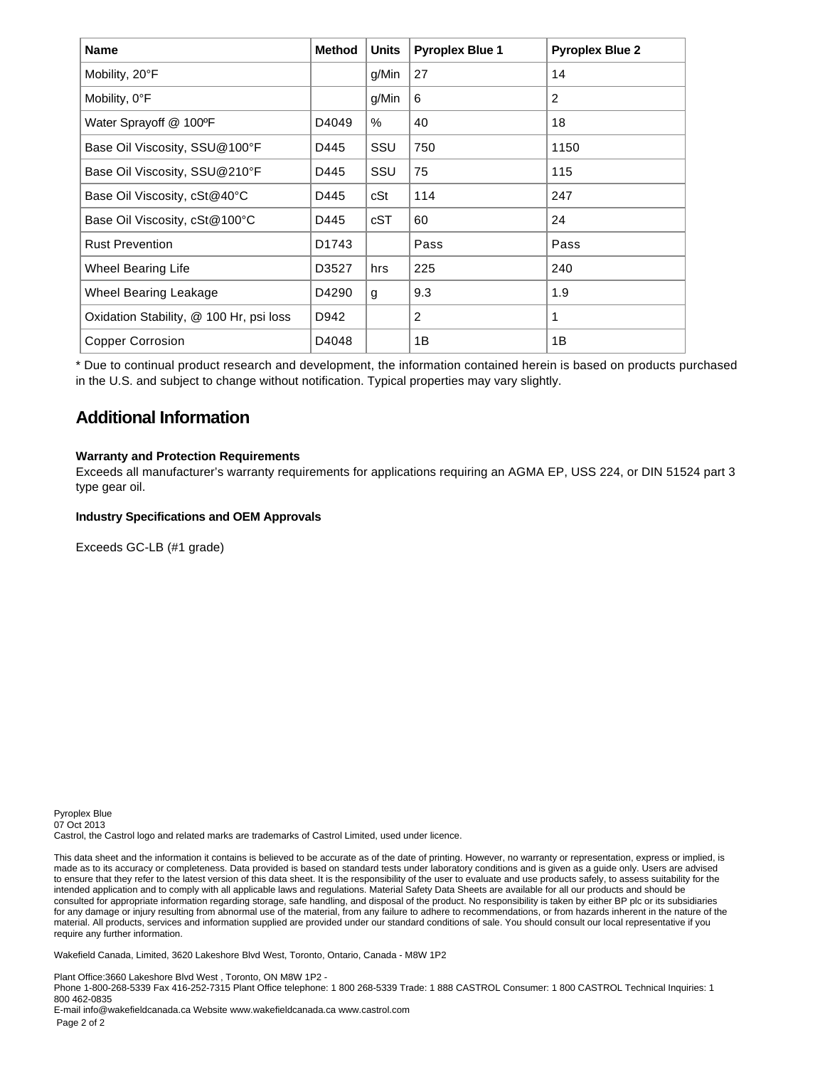| Name | Method | Units | Pyroplex Blue 1 | Pyroplex Blue 2 |
|---|---|---|---|---|
| Mobility, 20°F | | g/Min | 27 | 14 |
| Mobility, 0°F | | g/Min | 6 | 2 |
| Water Sprayoff @ 100ºF | D4049 | % | 40 | 18 |
| Base Oil Viscosity, SSU@100°F | D445 | SSU | 750 | 1150 |
| Base Oil Viscosity, SSU@210°F | D445 | SSU | 75 | 115 |
| Base Oil Viscosity, cSt@40°C | D445 | cSt | 114 | 247 |
| Base Oil Viscosity, cSt@100°C | D445 | cST | 60 | 24 |
| Rust Prevention | D1743 | | Pass | Pass |
| Wheel Bearing Life | D3527 | hrs | 225 | 240 |
| Wheel Bearing Leakage | D4290 | g | 9.3 | 1.9 |
| Oxidation Stability, @ 100 Hr, psi loss | D942 | | 2 | 1 |
| Copper Corrosion | D4048 | | 1B | 1B |

* Due to continual product research and development, the information contained herein is based on products purchased in the U.S. and subject to change without notification. Typical properties may vary slightly.

## Additional Information

**Warranty and Protection Requirements**

Exceeds all manufacturer's warranty requirements for applications requiring an AGMA EP, USS 224, or DIN 51524 part 3 type gear oil.

**Industry Specifications and OEM Approvals**

Exceeds GC-LB (#1 grade)

Pyroplex Blue
07 Oct 2013
Castrol, the Castrol logo and related marks are trademarks of Castrol Limited, used under licence.

This data sheet and the information it contains is believed to be accurate as of the date of printing. However, no warranty or representation, express or implied, is made as to its accuracy or completeness. Data provided is based on standard tests under laboratory conditions and is given as a guide only. Users are advised to ensure that they refer to the latest version of this data sheet. It is the responsibility of the user to evaluate and use products safely, to assess suitability for the intended application and to comply with all applicable laws and regulations. Material Safety Data Sheets are available for all our products and should be consulted for appropriate information regarding storage, safe handling, and disposal of the product. No responsibility is taken by either BP plc or its subsidiaries for any damage or injury resulting from abnormal use of the material, from any failure to adhere to recommendations, or from hazards inherent in the nature of the material. All products, services and information supplied are provided under our standard conditions of sale. You should consult our local representative if you require any further information.

Wakefield Canada, Limited, 3620 Lakeshore Blvd West, Toronto, Ontario, Canada - M8W 1P2

Plant Office:3660 Lakeshore Blvd West , Toronto, ON M8W 1P2 -
Phone 1-800-268-5339 Fax 416-252-7315 Plant Office telephone: 1 800 268-5339 Trade: 1 888 CASTROL Consumer: 1 800 CASTROL Technical Inquiries: 1 800 462-0835
E-mail info@wakefieldcanada.ca Website www.wakefieldcanada.ca www.castrol.com